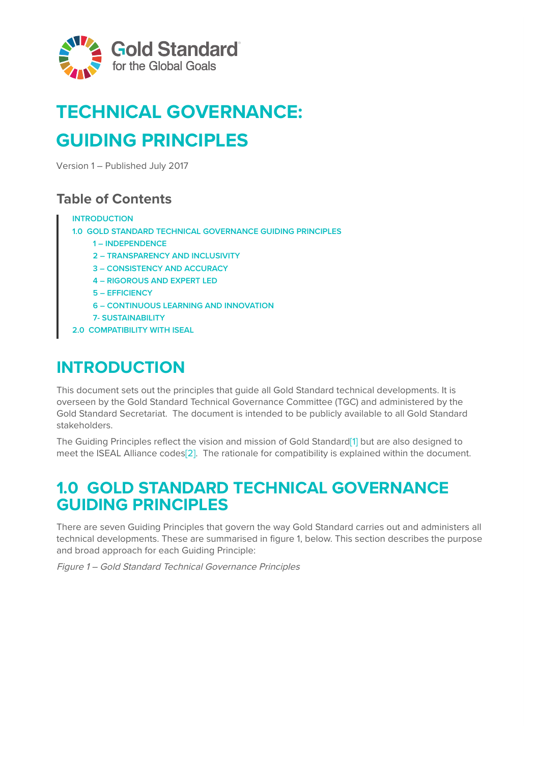Gold Standard for the Global Goals

# TECHNICAL GOVERNANCE: GUIDING PRINCIPLES

Version 1 – Published July 2017

## Table of Contents

- INTRODUCTION
- 1.0 GOLD STANDARD TECHNICAL GOVERNANCE GUIDING PRINCIPLES
  - 1 – INDEPENDENCE
  - 2 – TRANSPARENCY AND INCLUSIVITY
  - 3 – CONSISTENCY AND ACCURACY
  - 4 – RIGOROUS AND EXPERT LED
  - 5 – EFFICIENCY
  - 6 – CONTINUOUS LEARNING AND INNOVATION
  - 7- SUSTAINABILITY
- 2.0 COMPATIBILITY WITH ISEAL

# INTRODUCTION

This document sets out the principles that guide all Gold Standard technical developments. It is overseen by the Gold Standard Technical Governance Committee (TGC) and administered by the Gold Standard Secretariat. The document is intended to be publicly available to all Gold Standard stakeholders.

The Guiding Principles reflect the vision and mission of Gold Standard[1] but are also designed to meet the ISEAL Alliance codes[2]. The rationale for compatibility is explained within the document.

# 1.0 GOLD STANDARD TECHNICAL GOVERNANCE GUIDING PRINCIPLES

There are seven Guiding Principles that govern the way Gold Standard carries out and administers all technical developments. These are summarised in figure 1, below. This section describes the purpose and broad approach for each Guiding Principle:

*Figure 1 – Gold Standard Technical Governance Principles*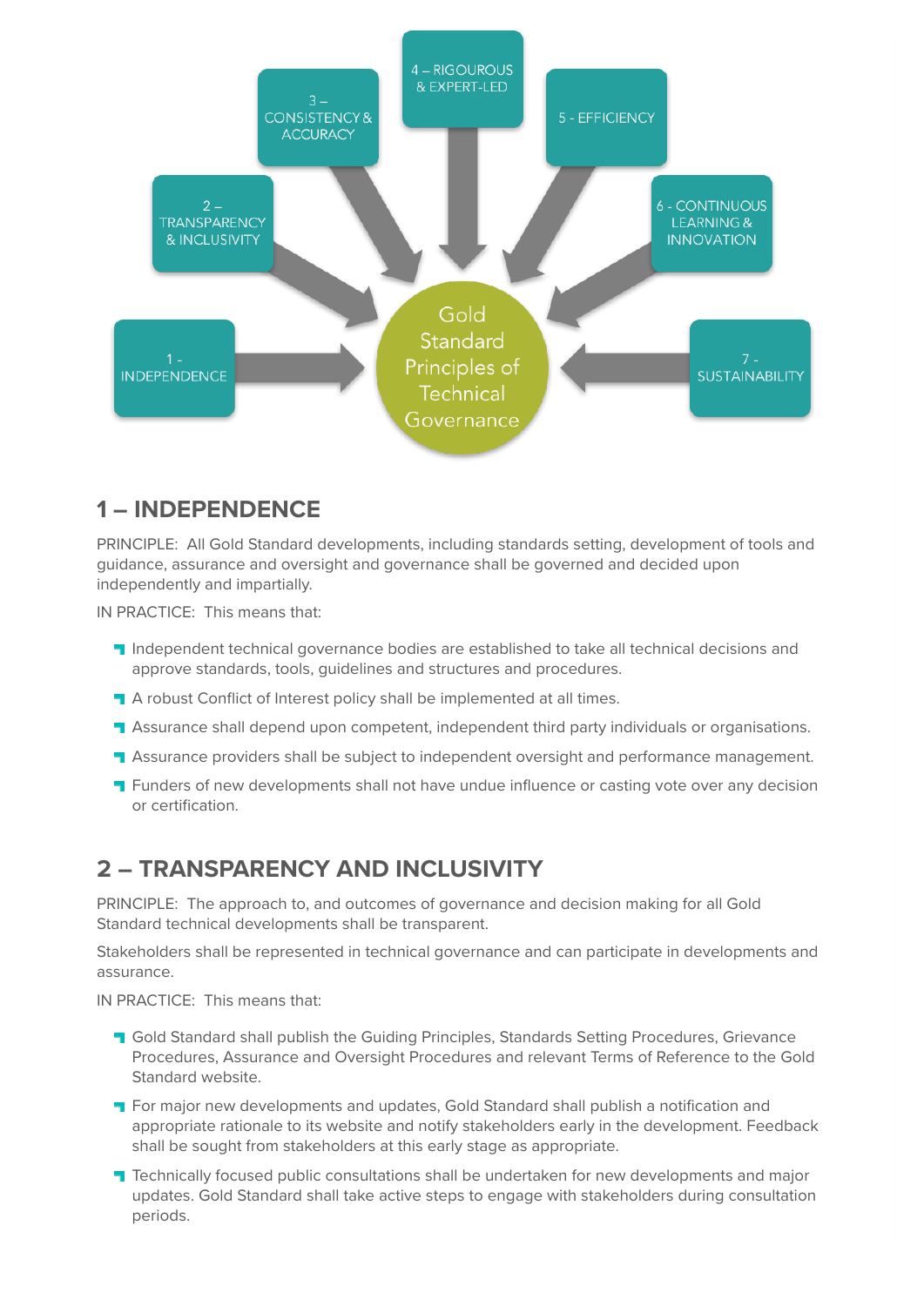1 - INDEPENDENCE

2 – TRANSPARENCY & INCLUSIVITY

3 – CONSISTENCY & ACCURACY

4 – RIGOUROUS & EXPERT-LED

5 - EFFICIENCY

6 - CONTINUOUS LEARNING & INNOVATION

7 - SUSTAINABILITY

Gold Standard Principles of Technical Governance

## 1 – INDEPENDENCE

PRINCIPLE: All Gold Standard developments, including standards setting, development of tools and guidance, assurance and oversight and governance shall be governed and decided upon independently and impartially.

IN PRACTICE: This means that:

- Independent technical governance bodies are established to take all technical decisions and approve standards, tools, guidelines and structures and procedures.
- A robust Conflict of Interest policy shall be implemented at all times.
- Assurance shall depend upon competent, independent third party individuals or organisations.
- Assurance providers shall be subject to independent oversight and performance management.
- Funders of new developments shall not have undue influence or casting vote over any decision or certification.

## 2 – TRANSPARENCY AND INCLUSIVITY

PRINCIPLE: The approach to, and outcomes of governance and decision making for all Gold Standard technical developments shall be transparent.

Stakeholders shall be represented in technical governance and can participate in developments and assurance.

IN PRACTICE: This means that:

- Gold Standard shall publish the Guiding Principles, Standards Setting Procedures, Grievance Procedures, Assurance and Oversight Procedures and relevant Terms of Reference to the Gold Standard website.
- For major new developments and updates, Gold Standard shall publish a notification and appropriate rationale to its website and notify stakeholders early in the development. Feedback shall be sought from stakeholders at this early stage as appropriate.
- Technically focused public consultations shall be undertaken for new developments and major updates. Gold Standard shall take active steps to engage with stakeholders during consultation periods.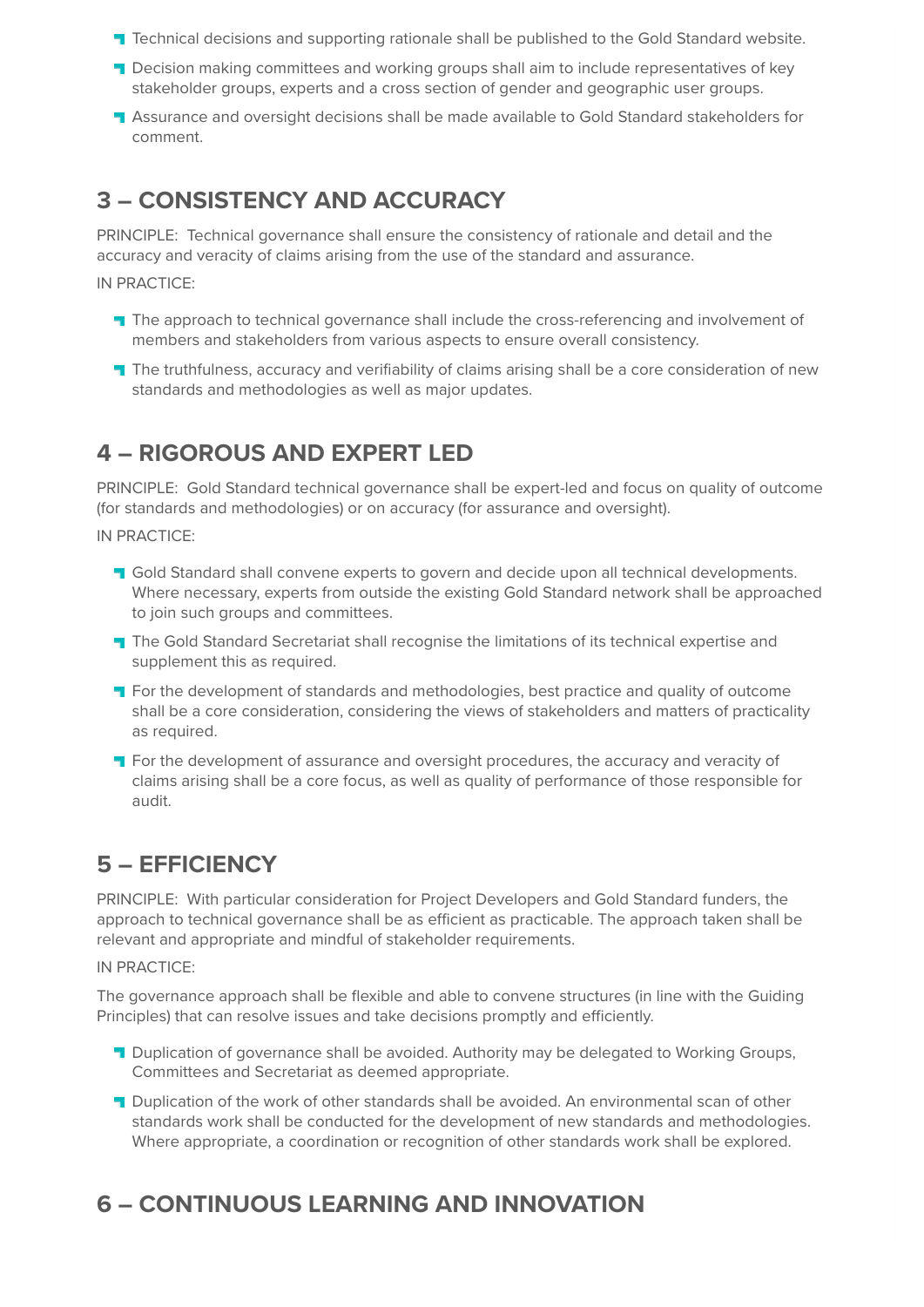- Technical decisions and supporting rationale shall be published to the Gold Standard website.
- Decision making committees and working groups shall aim to include representatives of key stakeholder groups, experts and a cross section of gender and geographic user groups.
- Assurance and oversight decisions shall be made available to Gold Standard stakeholders for comment.

## 3 – CONSISTENCY AND ACCURACY

PRINCIPLE: Technical governance shall ensure the consistency of rationale and detail and the accuracy and veracity of claims arising from the use of the standard and assurance.

IN PRACTICE:

- The approach to technical governance shall include the cross-referencing and involvement of members and stakeholders from various aspects to ensure overall consistency.
- The truthfulness, accuracy and verifiability of claims arising shall be a core consideration of new standards and methodologies as well as major updates.

## 4 – RIGOROUS AND EXPERT LED

PRINCIPLE: Gold Standard technical governance shall be expert-led and focus on quality of outcome (for standards and methodologies) or on accuracy (for assurance and oversight).

IN PRACTICE:

- Gold Standard shall convene experts to govern and decide upon all technical developments. Where necessary, experts from outside the existing Gold Standard network shall be approached to join such groups and committees.
- The Gold Standard Secretariat shall recognise the limitations of its technical expertise and supplement this as required.
- For the development of standards and methodologies, best practice and quality of outcome shall be a core consideration, considering the views of stakeholders and matters of practicality as required.
- For the development of assurance and oversight procedures, the accuracy and veracity of claims arising shall be a core focus, as well as quality of performance of those responsible for audit.

## 5 – EFFICIENCY

PRINCIPLE: With particular consideration for Project Developers and Gold Standard funders, the approach to technical governance shall be as efficient as practicable. The approach taken shall be relevant and appropriate and mindful of stakeholder requirements.

IN PRACTICE:

The governance approach shall be flexible and able to convene structures (in line with the Guiding Principles) that can resolve issues and take decisions promptly and efficiently.

- Duplication of governance shall be avoided. Authority may be delegated to Working Groups, Committees and Secretariat as deemed appropriate.
- Duplication of the work of other standards shall be avoided. An environmental scan of other standards work shall be conducted for the development of new standards and methodologies. Where appropriate, a coordination or recognition of other standards work shall be explored.

## 6 – CONTINUOUS LEARNING AND INNOVATION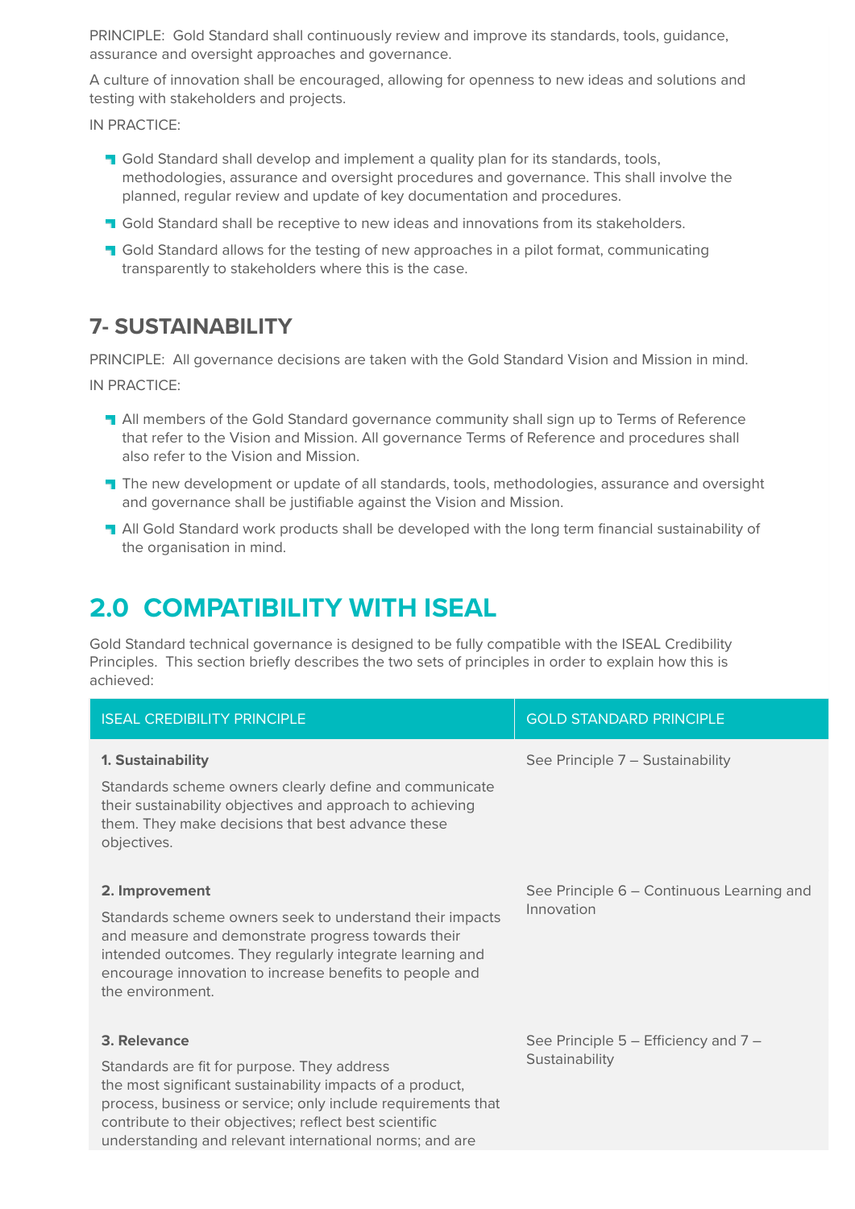PRINCIPLE: Gold Standard shall continuously review and improve its standards, tools, guidance, assurance and oversight approaches and governance.

A culture of innovation shall be encouraged, allowing for openness to new ideas and solutions and testing with stakeholders and projects.

IN PRACTICE:

- Gold Standard shall develop and implement a quality plan for its standards, tools, methodologies, assurance and oversight procedures and governance. This shall involve the planned, regular review and update of key documentation and procedures.
- Gold Standard shall be receptive to new ideas and innovations from its stakeholders.
- Gold Standard allows for the testing of new approaches in a pilot format, communicating transparently to stakeholders where this is the case.

### 7- SUSTAINABILITY

PRINCIPLE: All governance decisions are taken with the Gold Standard Vision and Mission in mind.

IN PRACTICE:

- All members of the Gold Standard governance community shall sign up to Terms of Reference that refer to the Vision and Mission. All governance Terms of Reference and procedures shall also refer to the Vision and Mission.
- The new development or update of all standards, tools, methodologies, assurance and oversight and governance shall be justifiable against the Vision and Mission.
- All Gold Standard work products shall be developed with the long term financial sustainability of the organisation in mind.

## 2.0 COMPATIBILITY WITH ISEAL

Gold Standard technical governance is designed to be fully compatible with the ISEAL Credibility Principles. This section briefly describes the two sets of principles in order to explain how this is achieved:

| ISEAL CREDIBILITY PRINCIPLE | GOLD STANDARD PRINCIPLE |
|---|---|
| **1. Sustainability**<br><br>Standards scheme owners clearly define and communicate their sustainability objectives and approach to achieving them. They make decisions that best advance these objectives. | See Principle 7 – Sustainability |
| **2. Improvement**<br><br>Standards scheme owners seek to understand their impacts and measure and demonstrate progress towards their intended outcomes. They regularly integrate learning and encourage innovation to increase benefits to people and the environment. | See Principle 6 – Continuous Learning and Innovation |
| **3. Relevance**<br><br>Standards are fit for purpose. They address the most significant sustainability impacts of a product, process, business or service; only include requirements that contribute to their objectives; reflect best scientific understanding and relevant international norms; and are | See Principle 5 – Efficiency and 7 – Sustainability |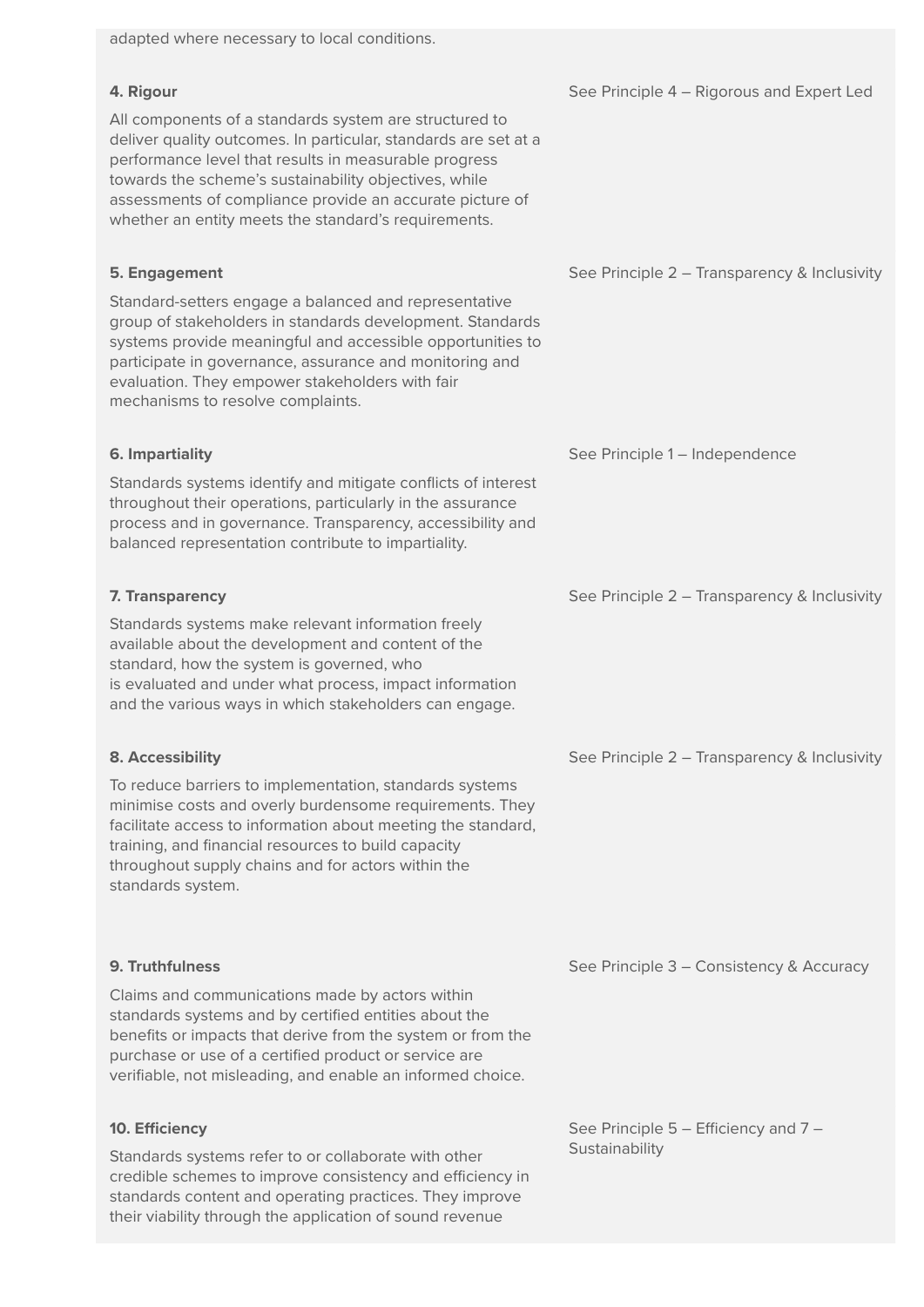adapted where necessary to local conditions.

| | |
|---|---|
| **4. Rigour**<br><br>All components of a standards system are structured to deliver quality outcomes. In particular, standards are set at a performance level that results in measurable progress towards the scheme's sustainability objectives, while assessments of compliance provide an accurate picture of whether an entity meets the standard's requirements. | See Principle 4 – Rigorous and Expert Led |
| **5. Engagement**<br><br>Standard-setters engage a balanced and representative group of stakeholders in standards development. Standards systems provide meaningful and accessible opportunities to participate in governance, assurance and monitoring and evaluation. They empower stakeholders with fair mechanisms to resolve complaints. | See Principle 2 – Transparency & Inclusivity |
| **6. Impartiality**<br><br>Standards systems identify and mitigate conflicts of interest throughout their operations, particularly in the assurance process and in governance. Transparency, accessibility and balanced representation contribute to impartiality. | See Principle 1 – Independence |
| **7. Transparency**<br><br>Standards systems make relevant information freely available about the development and content of the standard, how the system is governed, who is evaluated and under what process, impact information and the various ways in which stakeholders can engage. | See Principle 2 – Transparency & Inclusivity |
| **8. Accessibility**<br><br>To reduce barriers to implementation, standards systems minimise costs and overly burdensome requirements. They facilitate access to information about meeting the standard, training, and financial resources to build capacity throughout supply chains and for actors within the standards system. | See Principle 2 – Transparency & Inclusivity |
| **9. Truthfulness**<br><br>Claims and communications made by actors within standards systems and by certified entities about the benefits or impacts that derive from the system or from the purchase or use of a certified product or service are verifiable, not misleading, and enable an informed choice. | See Principle 3 – Consistency & Accuracy |
| **10. Efficiency**<br><br>Standards systems refer to or collaborate with other credible schemes to improve consistency and efficiency in standards content and operating practices. They improve their viability through the application of sound revenue | See Principle 5 – Efficiency and 7 – Sustainability |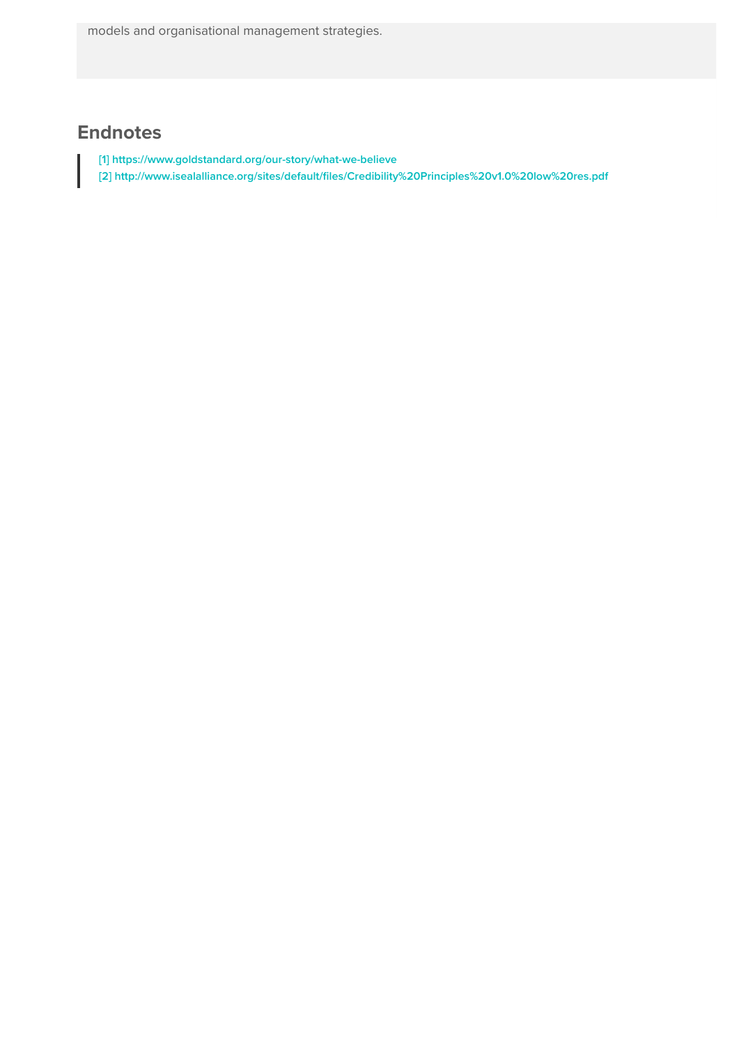models and organisational management strategies.

## Endnotes

[1] https://www.goldstandard.org/our-story/what-we-believe
[2] http://www.isealalliance.org/sites/default/files/Credibility%20Principles%20v1.0%20low%20res.pdf